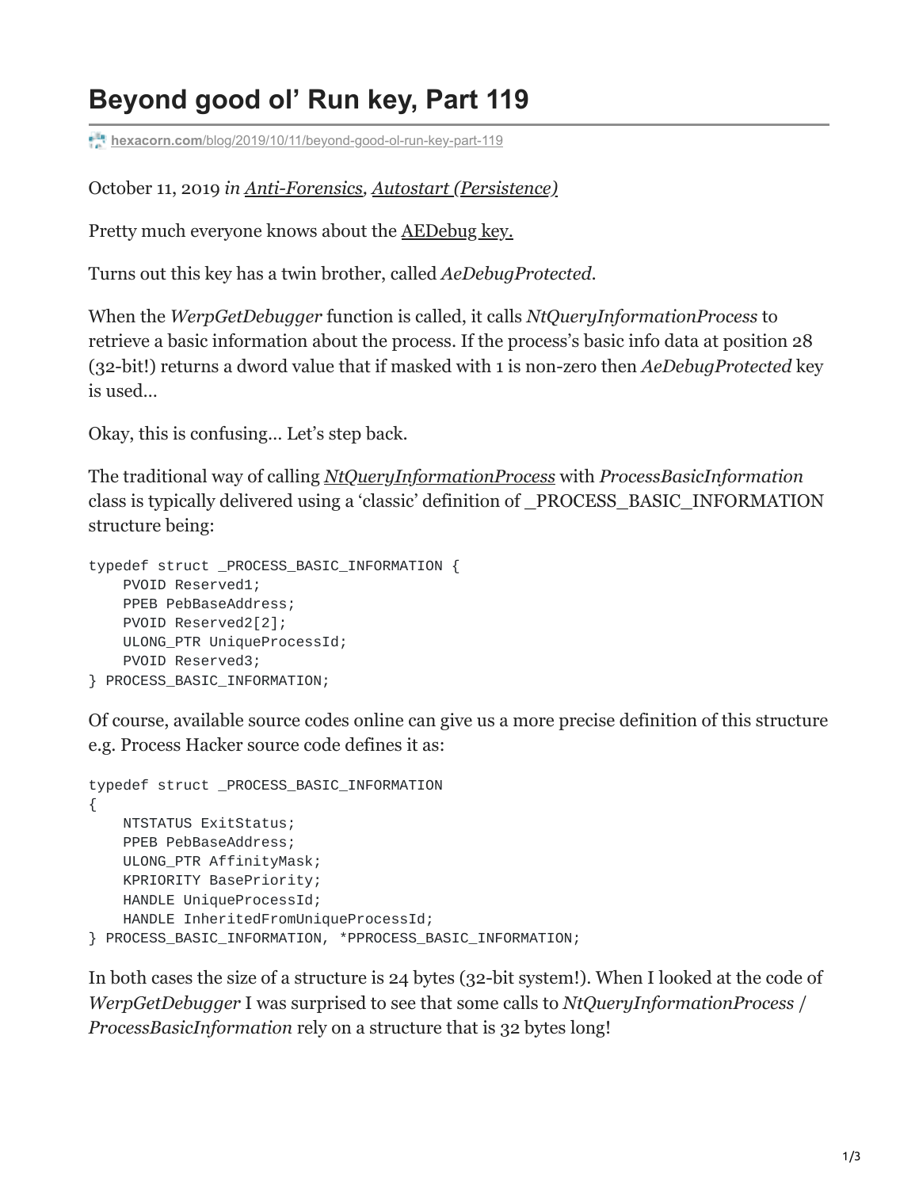# Beyond good ol' Run key, Part 119

hexacorn.com/blog/2019/10/11/beyond-good-ol-run-key-part-119

October 11, 2019 *in Anti-Forensics, Autostart (Persistence)*

Pretty much everyone knows about the AEDebug key.

Turns out this key has a twin brother, called *AeDebugProtected*.

When the *WerpGetDebugger* function is called, it calls *NtQueryInformationProcess* to retrieve a basic information about the process. If the process's basic info data at position 28 (32-bit!) returns a dword value that if masked with 1 is non-zero then *AeDebugProtected* key is used…

Okay, this is confusing… Let's step back.

The traditional way of calling *NtQueryInformationProcess* with *ProcessBasicInformation* class is typically delivered using a 'classic' definition of _PROCESS_BASIC_INFORMATION structure being:

```
typedef struct _PROCESS_BASIC_INFORMATION {
    PVOID Reserved1;
    PPEB PebBaseAddress;
    PVOID Reserved2[2];
    ULONG_PTR UniqueProcessId;
    PVOID Reserved3;
} PROCESS_BASIC_INFORMATION;
```

Of course, available source codes online can give us a more precise definition of this structure e.g. Process Hacker source code defines it as:

```
typedef struct _PROCESS_BASIC_INFORMATION
{
    NTSTATUS ExitStatus;
    PPEB PebBaseAddress;
    ULONG_PTR AffinityMask;
    KPRIORITY BasePriority;
    HANDLE UniqueProcessId;
    HANDLE InheritedFromUniqueProcessId;
} PROCESS_BASIC_INFORMATION, *PPROCESS_BASIC_INFORMATION;
```

In both cases the size of a structure is 24 bytes (32-bit system!). When I looked at the code of *WerpGetDebugger* I was surprised to see that some calls to *NtQueryInformationProcess* / *ProcessBasicInformation* rely on a structure that is 32 bytes long!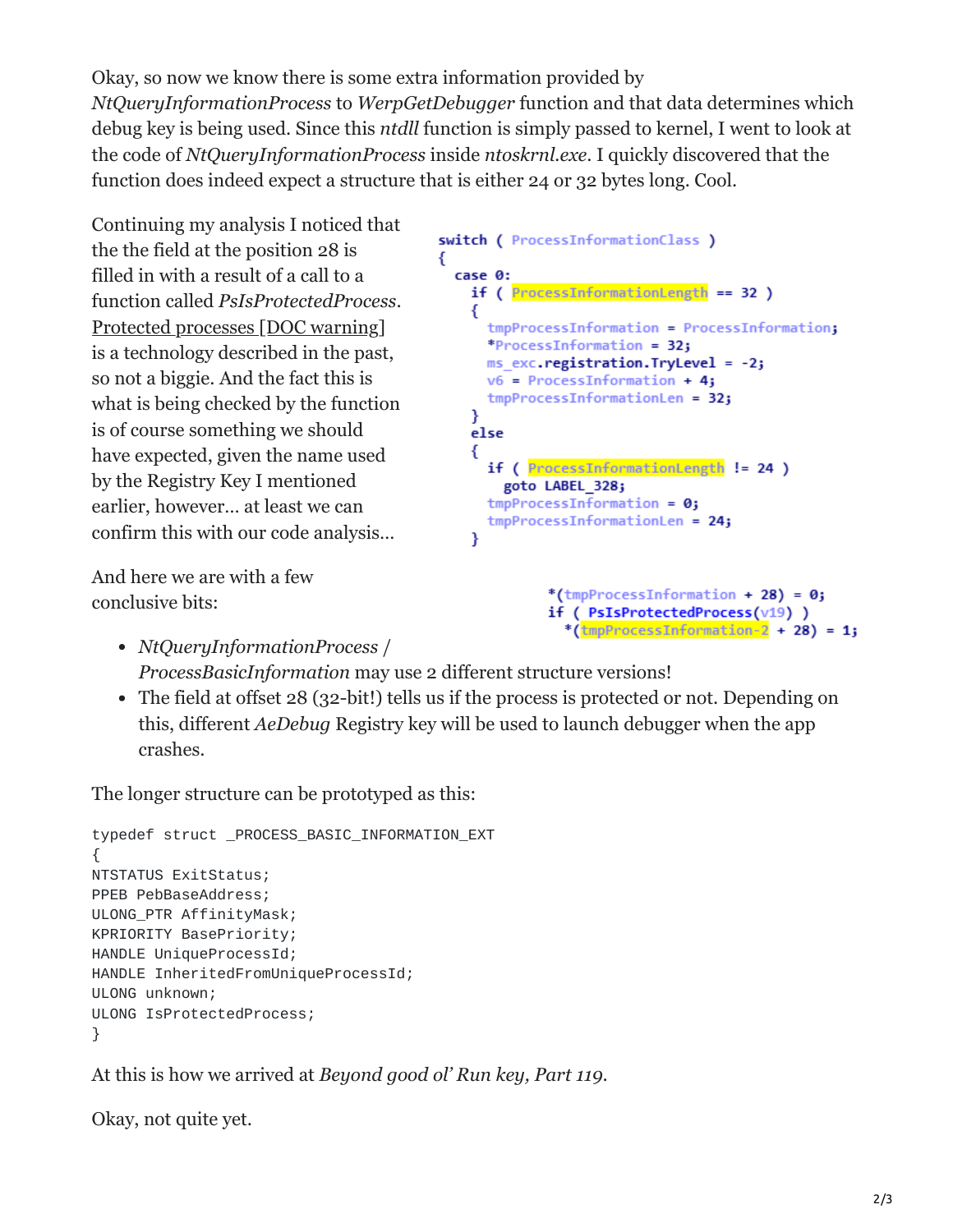Okay, so now we know there is some extra information provided by *NtQueryInformationProcess* to *WerpGetDebugger* function and that data determines which debug key is being used. Since this *ntdll* function is simply passed to kernel, I went to look at the code of *NtQueryInformationProcess* inside *ntoskrnl.exe*. I quickly discovered that the function does indeed expect a structure that is either 24 or 32 bytes long. Cool.

Continuing my analysis I noticed that the the field at the position 28 is filled in with a result of a call to a function called *PsIsProtectedProcess*. Protected processes [DOC warning] is a technology described in the past, so not a biggie. And the fact this is what is being checked by the function is of course something we should have expected, given the name used by the Registry Key I mentioned earlier, however… at least we can confirm this with our code analysis…

```
switch ( ProcessInformationClass )
{
  case 0:
    if ( ProcessInformationLength == 32 )
    {
      tmpProcessInformation = ProcessInformation;
      *ProcessInformation = 32;
      ms_exc.registration.TryLevel = -2;
      v6 = ProcessInformation + 4;
      tmpProcessInformationLen = 32;
    }
    else
    {
      if ( ProcessInformationLength != 24 )
        goto LABEL_328;
      tmpProcessInformation = 0;
      tmpProcessInformationLen = 24;
    }

        *(tmpProcessInformation + 28) = 0;
        if ( PsIsProtectedProcess(v19) )
          *(tmpProcessInformation-2 + 28) = 1;
```

And here we are with a few conclusive bits:

- *NtQueryInformationProcess* / *ProcessBasicInformation* may use 2 different structure versions!
- The field at offset 28 (32-bit!) tells us if the process is protected or not. Depending on this, different *AeDebug* Registry key will be used to launch debugger when the app crashes.

The longer structure can be prototyped as this:

```
typedef struct _PROCESS_BASIC_INFORMATION_EXT
{
NTSTATUS ExitStatus;
PPEB PebBaseAddress;
ULONG_PTR AffinityMask;
KPRIORITY BasePriority;
HANDLE UniqueProcessId;
HANDLE InheritedFromUniqueProcessId;
ULONG unknown;
ULONG IsProtectedProcess;
}
```

At this is how we arrived at *Beyond good ol' Run key, Part 119*.

Okay, not quite yet.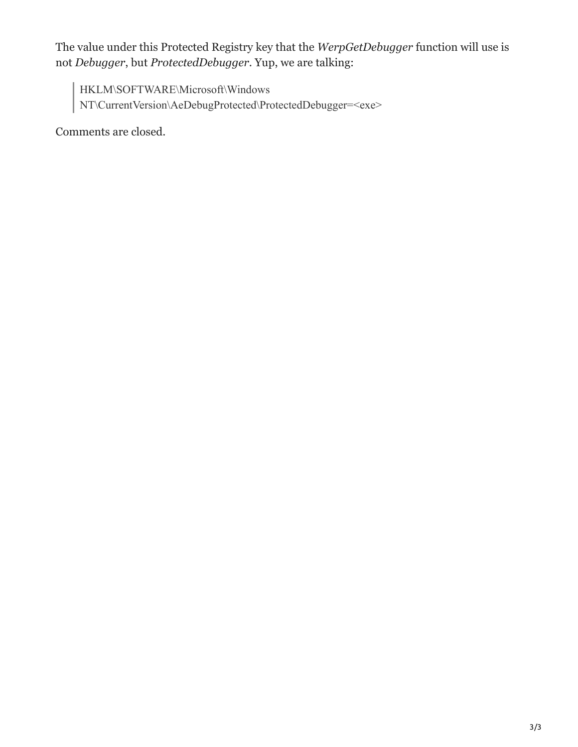The value under this Protected Registry key that the *WerpGetDebugger* function will use is not *Debugger*, but *ProtectedDebugger*. Yup, we are talking:

> HKLM\SOFTWARE\Microsoft\Windows NT\CurrentVersion\AeDebugProtected\ProtectedDebugger=<exe>

Comments are closed.